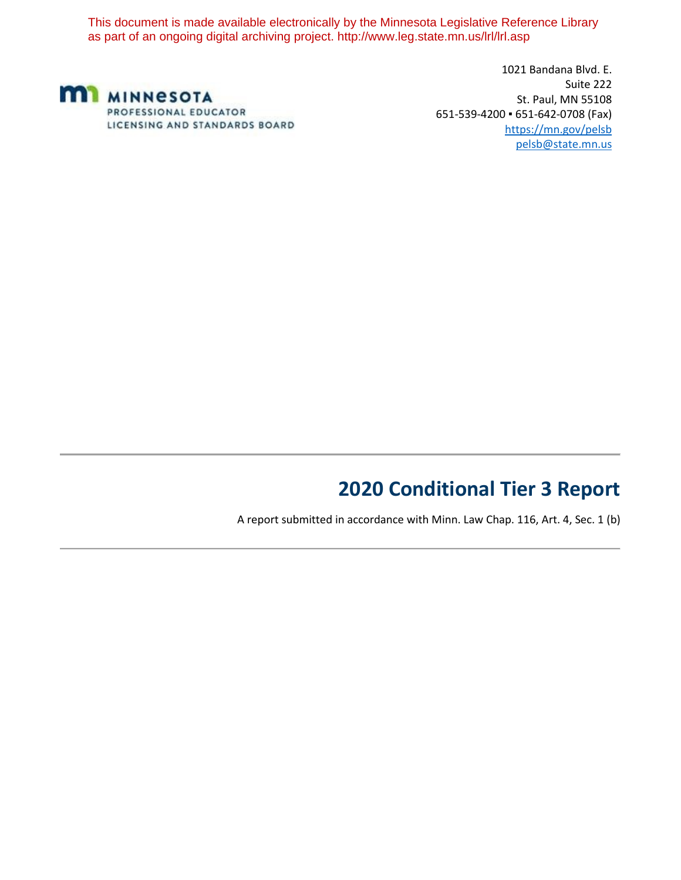This document is made available electronically by the Minnesota Legislative Reference Library as part of an ongoing digital archiving project. http://www.leg.state.mn.us/lrl/lrl.asp

MINNESOTA
PROFESSIONAL EDUCATOR
LICENSING AND STANDARDS BOARD

1021 Bandana Blvd. E.
Suite 222
St. Paul, MN 55108
651-539-4200 ▪ 651-642-0708 (Fax)
https://mn.gov/pelsb
pelsb@state.mn.us

# 2020 Conditional Tier 3 Report

A report submitted in accordance with Minn. Law Chap. 116, Art. 4, Sec. 1 (b)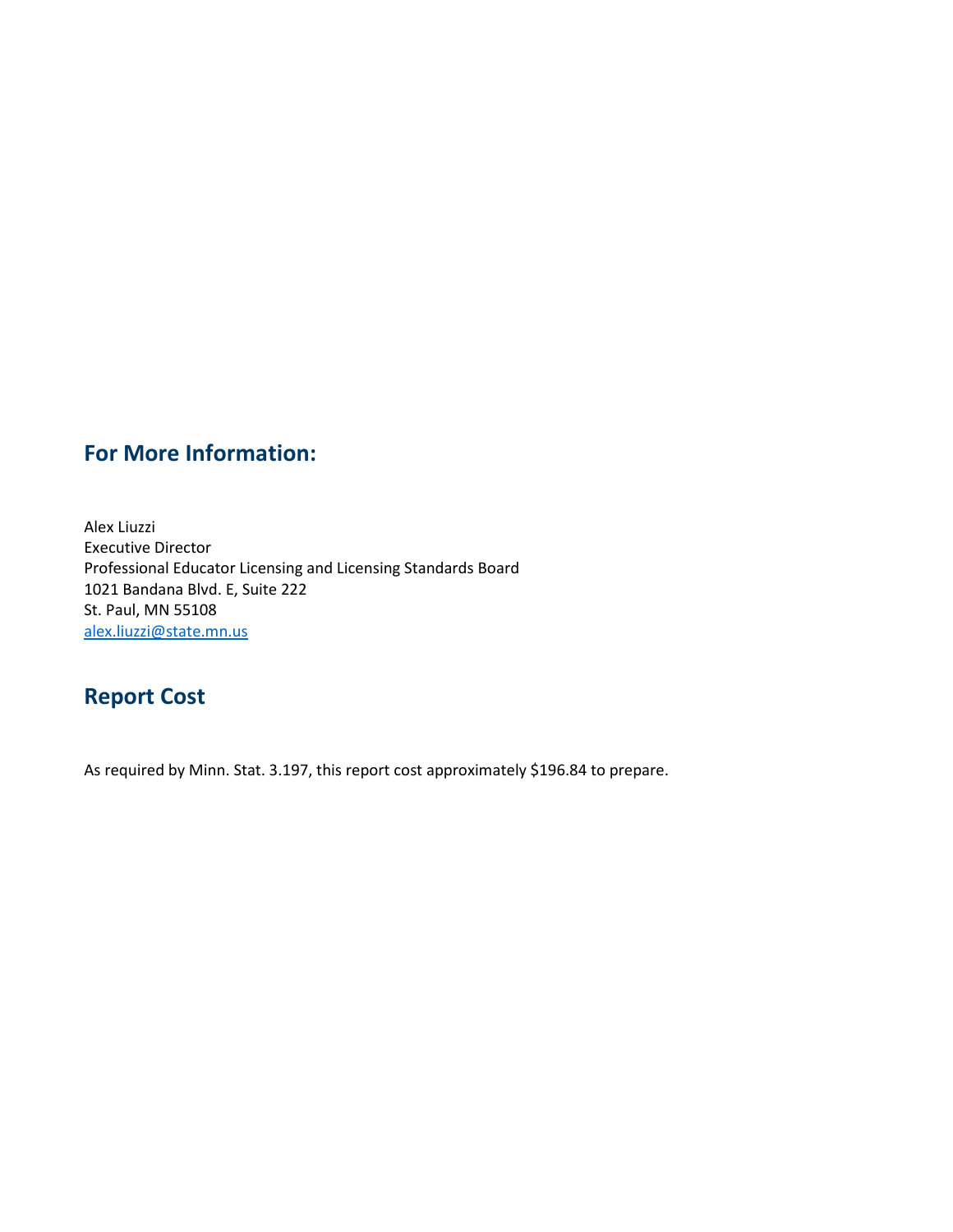## For More Information:

Alex Liuzzi
Executive Director
Professional Educator Licensing and Licensing Standards Board
1021 Bandana Blvd. E, Suite 222
St. Paul, MN 55108
alex.liuzzi@state.mn.us

## Report Cost

As required by Minn. Stat. 3.197, this report cost approximately $196.84 to prepare.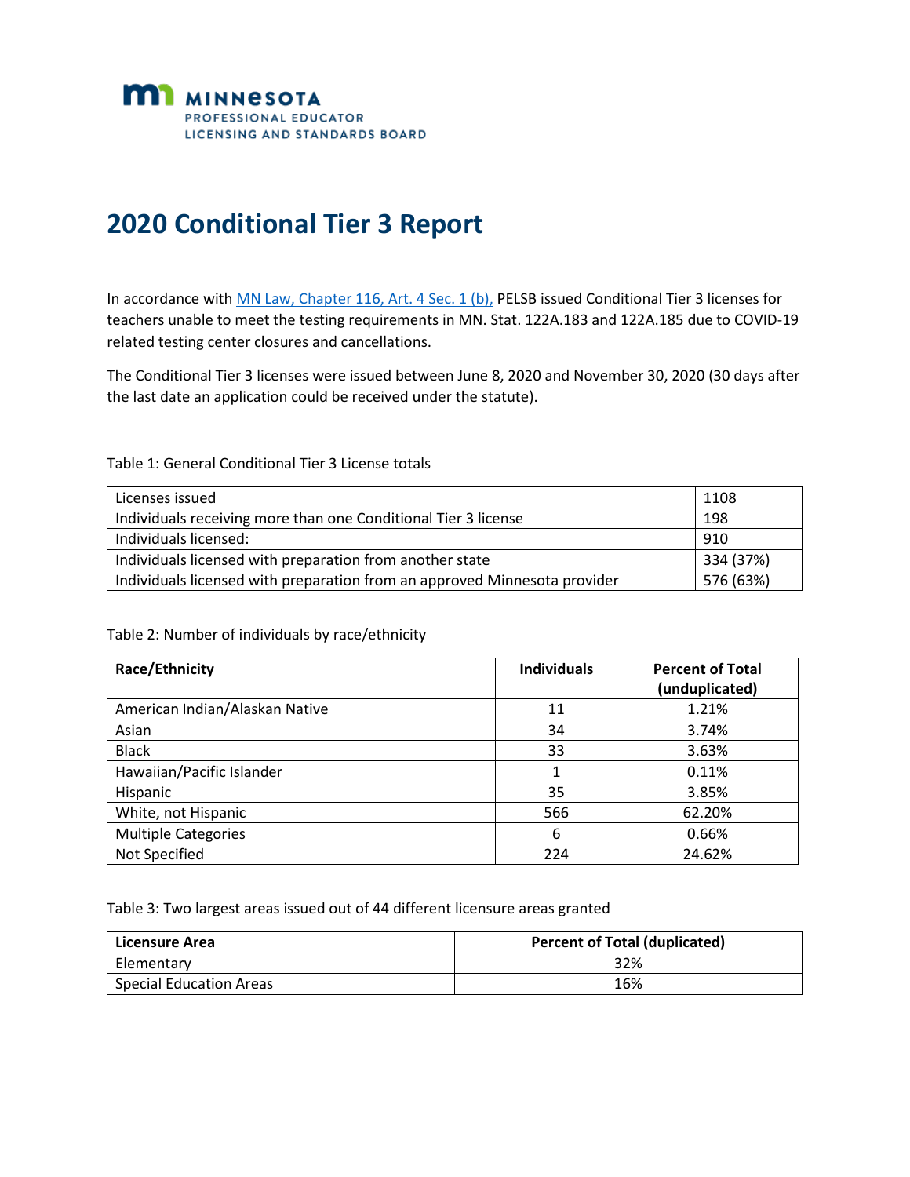MINNESOTA
PROFESSIONAL EDUCATOR
LICENSING AND STANDARDS BOARD

# 2020 Conditional Tier 3 Report

In accordance with [MN Law, Chapter 116, Art. 4 Sec. 1 (b),] PELSB issued Conditional Tier 3 licenses for teachers unable to meet the testing requirements in MN. Stat. 122A.183 and 122A.185 due to COVID-19 related testing center closures and cancellations.

The Conditional Tier 3 licenses were issued between June 8, 2020 and November 30, 2020 (30 days after the last date an application could be received under the statute).

Table 1: General Conditional Tier 3 License totals

| | |
|---|---|
| Licenses issued | 1108 |
| Individuals receiving more than one Conditional Tier 3 license | 198 |
| Individuals licensed: | 910 |
| Individuals licensed with preparation from another state | 334 (37%) |
| Individuals licensed with preparation from an approved Minnesota provider | 576 (63%) |

Table 2: Number of individuals by race/ethnicity

| Race/Ethnicity | Individuals | Percent of Total (unduplicated) |
|---|---|---|
| American Indian/Alaskan Native | 11 | 1.21% |
| Asian | 34 | 3.74% |
| Black | 33 | 3.63% |
| Hawaiian/Pacific Islander | 1 | 0.11% |
| Hispanic | 35 | 3.85% |
| White, not Hispanic | 566 | 62.20% |
| Multiple Categories | 6 | 0.66% |
| Not Specified | 224 | 24.62% |

Table 3: Two largest areas issued out of 44 different licensure areas granted

| Licensure Area | Percent of Total (duplicated) |
|---|---|
| Elementary | 32% |
| Special Education Areas | 16% |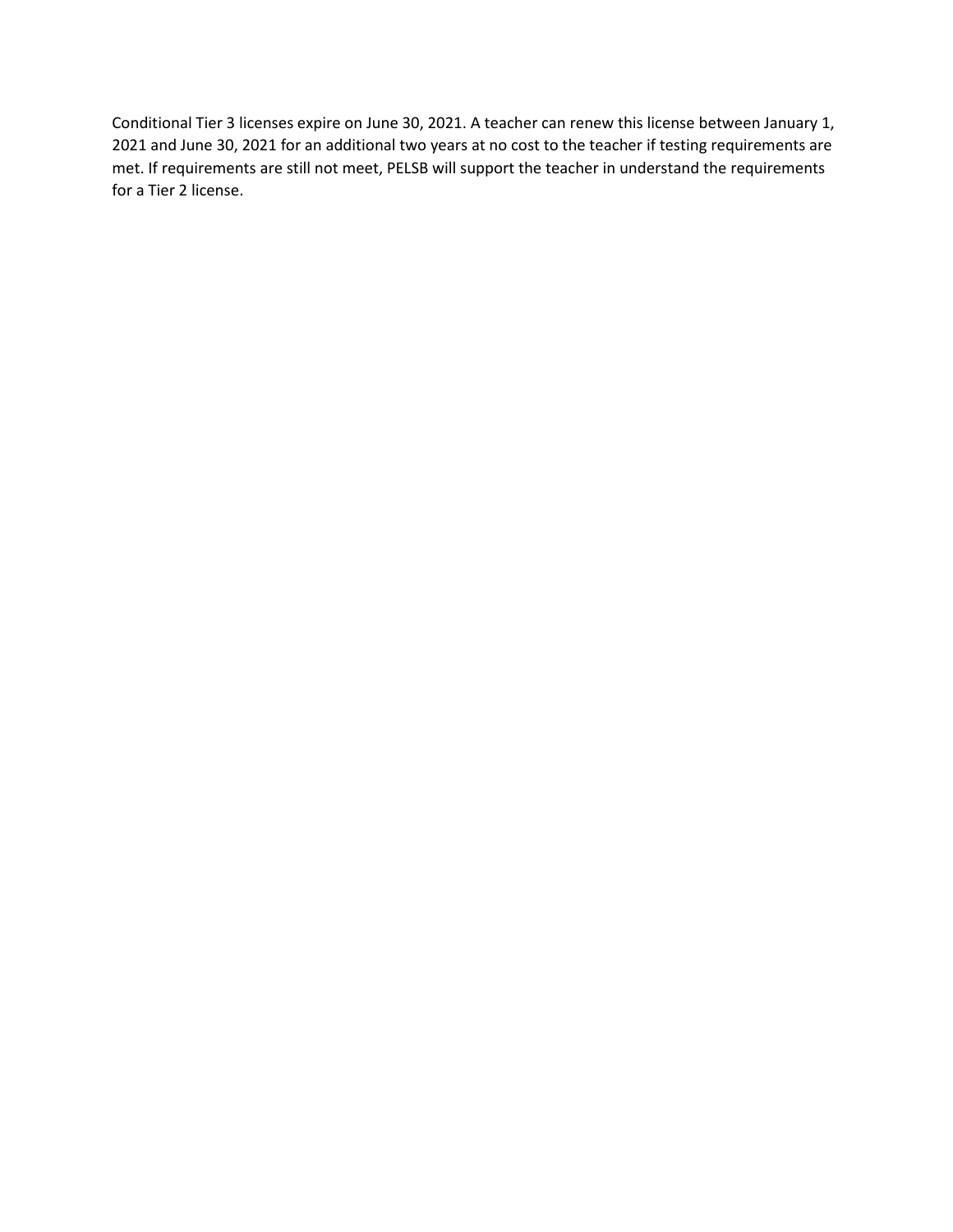Conditional Tier 3 licenses expire on June 30, 2021. A teacher can renew this license between January 1, 2021 and June 30, 2021 for an additional two years at no cost to the teacher if testing requirements are met. If requirements are still not meet, PELSB will support the teacher in understand the requirements for a Tier 2 license.